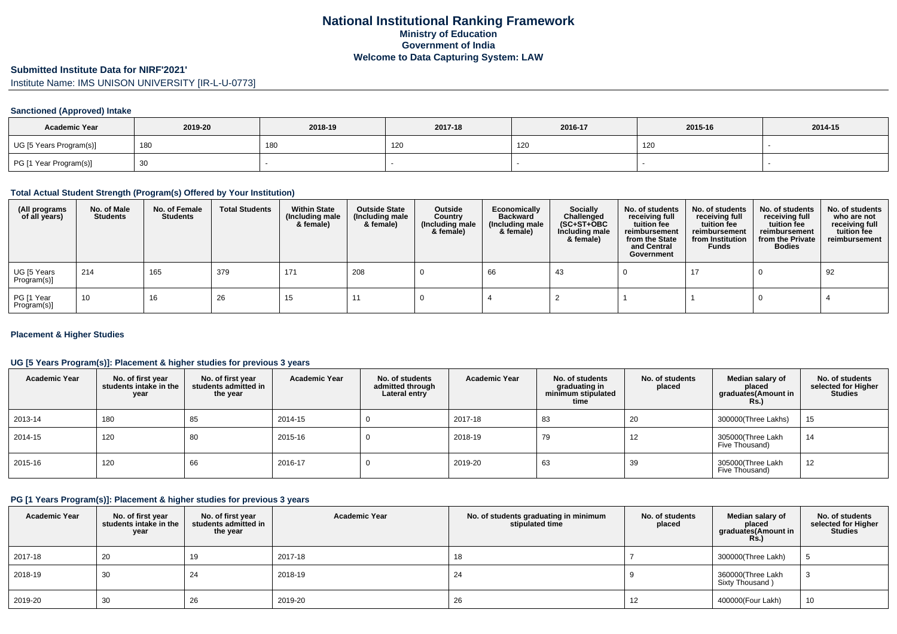# National Institutional Ranking Framework
## Ministry of Education
## Government of India
## Welcome to Data Capturing System: LAW

### Submitted Institute Data for NIRF'2021'

Institute Name: IMS UNISON UNIVERSITY [IR-L-U-0773]

#### Sanctioned (Approved) Intake

| Academic Year | 2019-20 | 2018-19 | 2017-18 | 2016-17 | 2015-16 | 2014-15 |
|---|---|---|---|---|---|---|
| UG [5 Years Program(s)] | 180 | 180 | 120 | 120 | 120 | - |
| PG [1 Year Program(s)] | 30 | - | - | - | - | - |

#### Total Actual Student Strength (Program(s) Offered by Your Institution)

| (All programs of all years) | No. of Male Students | No. of Female Students | Total Students | Within State (Including male & female) | Outside State (Including male & female) | Outside Country (Including male & female) | Economically Backward (Including male & female) | Socially Challenged (SC+ST+OBC Including male & female) | No. of students receiving full tuition fee reimbursement from the State and Central Government | No. of students receiving full tuition fee reimbursement from Institution Funds | No. of students receiving full tuition fee reimbursement from the Private Bodies | No. of students who are not receiving full tuition fee reimbursement |
|---|---|---|---|---|---|---|---|---|---|---|---|---|
| UG [5 Years Program(s)] | 214 | 165 | 379 | 171 | 208 | 0 | 66 | 43 | 0 | 17 | 0 | 92 |
| PG [1 Year Program(s)] | 10 | 16 | 26 | 15 | 11 | 0 | 4 | 2 | 1 | 1 | 0 | 4 |

#### Placement & Higher Studies

#### UG [5 Years Program(s)]: Placement & higher studies for previous 3 years

| Academic Year | No. of first year students intake in the year | No. of first year students admitted in the year | Academic Year | No. of students admitted through Lateral entry | Academic Year | No. of students graduating in minimum stipulated time | No. of students placed | Median salary of placed graduates(Amount in Rs.) | No. of students selected for Higher Studies |
|---|---|---|---|---|---|---|---|---|---|
| 2013-14 | 180 | 85 | 2014-15 | 0 | 2017-18 | 83 | 20 | 300000(Three Lakhs) | 15 |
| 2014-15 | 120 | 80 | 2015-16 | 0 | 2018-19 | 79 | 12 | 305000(Three Lakh Five Thousand) | 14 |
| 2015-16 | 120 | 66 | 2016-17 | 0 | 2019-20 | 63 | 39 | 305000(Three Lakh Five Thousand) | 12 |

#### PG [1 Years Program(s)]: Placement & higher studies for previous 3 years

| Academic Year | No. of first year students intake in the year | No. of first year students admitted in the year | Academic Year | No. of students graduating in minimum stipulated time | No. of students placed | Median salary of placed graduates(Amount in Rs.) | No. of students selected for Higher Studies |
|---|---|---|---|---|---|---|---|
| 2017-18 | 20 | 19 | 2017-18 | 18 | 7 | 300000(Three Lakh) | 5 |
| 2018-19 | 30 | 24 | 2018-19 | 24 | 9 | 360000(Three Lakh Sixty Thousand ) | 3 |
| 2019-20 | 30 | 26 | 2019-20 | 26 | 12 | 400000(Four Lakh) | 10 |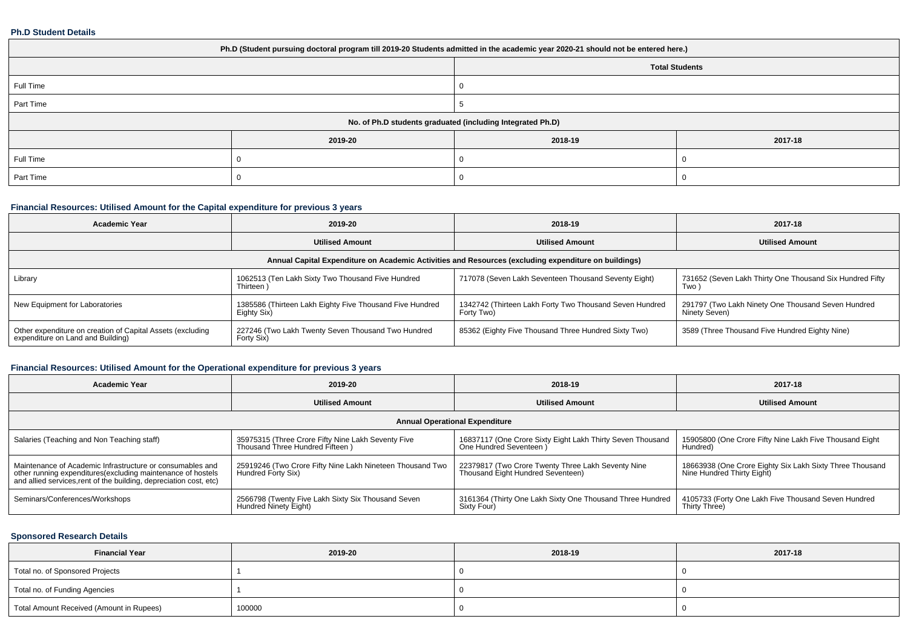### Ph.D Student Details

| Ph.D (Student pursuing doctoral program till 2019-20 Students admitted in the academic year 2020-21 should not be entered here.) | | | |
|---|---|---|---|
| | | Total Students | |
| Full Time | | 0 | |
| Part Time | | 5 | |
| No. of Ph.D students graduated (including Integrated Ph.D) | | | |
| | 2019-20 | 2018-19 | 2017-18 |
| Full Time | 0 | 0 | 0 |
| Part Time | 0 | 0 | 0 |

### Financial Resources: Utilised Amount for the Capital expenditure for previous 3 years

| Academic Year | 2019-20 | 2018-19 | 2017-18 |
|---|---|---|---|
| | Utilised Amount | Utilised Amount | Utilised Amount |
| Annual Capital Expenditure on Academic Activities and Resources (excluding expenditure on buildings) | | | |
| Library | 1062513 (Ten Lakh Sixty Two Thousand Five Hundred Thirteen ) | 717078 (Seven Lakh Seventeen Thousand Seventy Eight) | 731652 (Seven Lakh Thirty One Thousand Six Hundred Fifty Two ) |
| New Equipment for Laboratories | 1385586 (Thirteen Lakh Eighty Five Thousand Five Hundred Eighty Six) | 1342742 (Thirteen Lakh Forty Two Thousand Seven Hundred Forty Two) | 291797 (Two Lakh Ninety One Thousand Seven Hundred Ninety Seven) |
| Other expenditure on creation of Capital Assets (excluding expenditure on Land and Building) | 227246 (Two Lakh Twenty Seven Thousand Two Hundred Forty Six) | 85362 (Eighty Five Thousand Three Hundred Sixty Two) | 3589 (Three Thousand Five Hundred Eighty Nine) |

### Financial Resources: Utilised Amount for the Operational expenditure for previous 3 years

| Academic Year | 2019-20 | 2018-19 | 2017-18 |
|---|---|---|---|
| | Utilised Amount | Utilised Amount | Utilised Amount |
| Annual Operational Expenditure | | | |
| Salaries (Teaching and Non Teaching staff) | 35975315 (Three Crore Fifty Nine Lakh Seventy Five Thousand Three Hundred Fifteen ) | 16837117 (One Crore Sixty Eight Lakh Thirty Seven Thousand One Hundred Seventeen ) | 15905800 (One Crore Fifty Nine Lakh Five Thousand Eight Hundred) |
| Maintenance of Academic Infrastructure or consumables and other running expenditures(excluding maintenance of hostels and allied services,rent of the building, depreciation cost, etc) | 25919246 (Two Crore Fifty Nine Lakh Nineteen Thousand Two Hundred Forty Six) | 22379817 (Two Crore Twenty Three Lakh Seventy Nine Thousand Eight Hundred Seventeen) | 18663938 (One Crore Eighty Six Lakh Sixty Three Thousand Nine Hundred Thirty Eight) |
| Seminars/Conferences/Workshops | 2566798 (Twenty Five Lakh Sixty Six Thousand Seven Hundred Ninety Eight) | 3161364 (Thirty One Lakh Sixty One Thousand Three Hundred Sixty Four) | 4105733 (Forty One Lakh Five Thousand Seven Hundred Thirty Three) |

### Sponsored Research Details

| Financial Year | 2019-20 | 2018-19 | 2017-18 |
|---|---|---|---|
| Total no. of Sponsored Projects | 1 | 0 | 0 |
| Total no. of Funding Agencies | 1 | 0 | 0 |
| Total Amount Received (Amount in Rupees) | 100000 | 0 | 0 |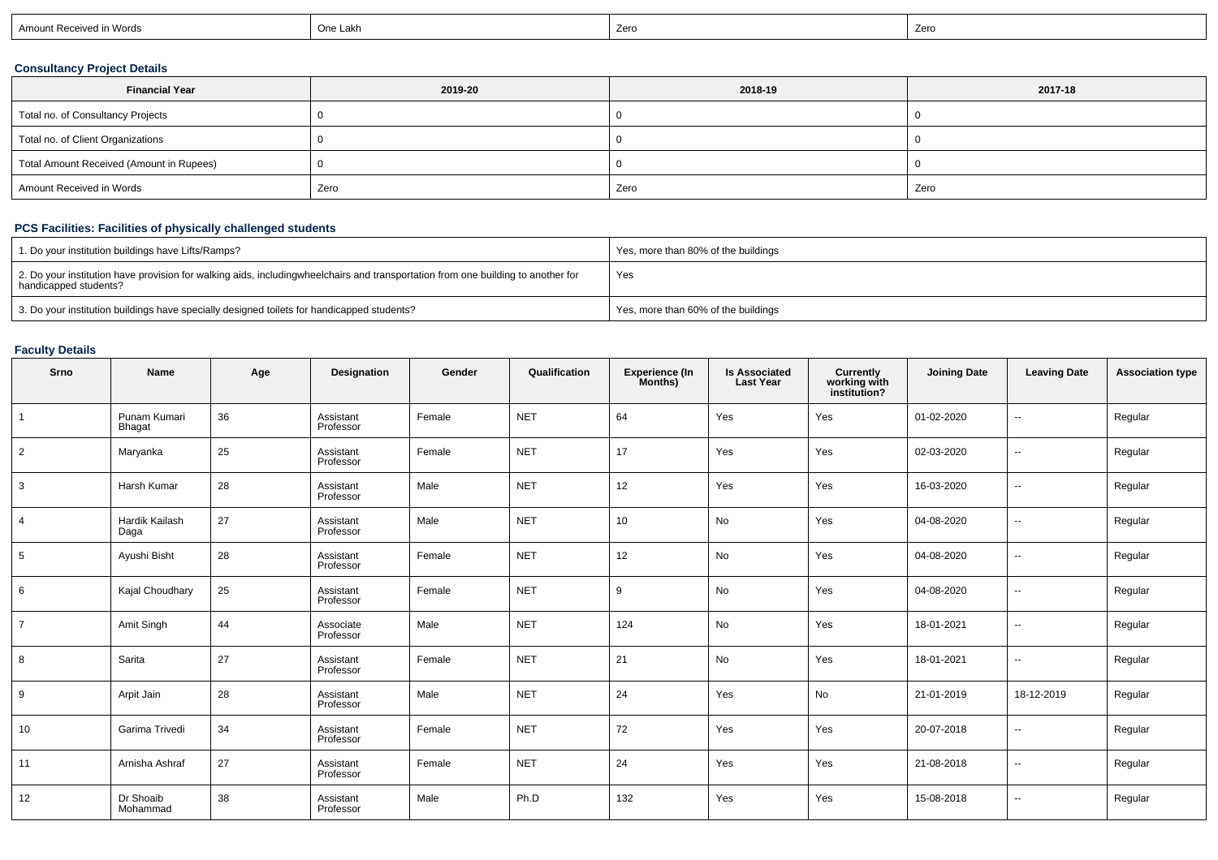| | | | |
|---|---|---|---|
| Amount Received in Words | One Lakh | Zero | Zero |

### Consultancy Project Details

| Financial Year | 2019-20 | 2018-19 | 2017-18 |
|---|---|---|---|
| Total no. of Consultancy Projects | 0 | 0 | 0 |
| Total no. of Client Organizations | 0 | 0 | 0 |
| Total Amount Received (Amount in Rupees) | 0 | 0 | 0 |
| Amount Received in Words | Zero | Zero | Zero |

### PCS Facilities: Facilities of physically challenged students

| | |
|---|---|
| 1. Do your institution buildings have Lifts/Ramps? | Yes, more than 80% of the buildings |
| 2. Do your institution have provision for walking aids, includingwheelchairs and transportation from one building to another for handicapped students? | Yes |
| 3. Do your institution buildings have specially designed toilets for handicapped students? | Yes, more than 60% of the buildings |

### Faculty Details

| Srno | Name | Age | Designation | Gender | Qualification | Experience (In Months) | Is Associated Last Year | Currently working with institution? | Joining Date | Leaving Date | Association type |
|---|---|---|---|---|---|---|---|---|---|---|---|
| 1 | Punam Kumari Bhagat | 36 | Assistant Professor | Female | NET | 64 | Yes | Yes | 01-02-2020 | -- | Regular |
| 2 | Maryanka | 25 | Assistant Professor | Female | NET | 17 | Yes | Yes | 02-03-2020 | -- | Regular |
| 3 | Harsh Kumar | 28 | Assistant Professor | Male | NET | 12 | Yes | Yes | 16-03-2020 | -- | Regular |
| 4 | Hardik Kailash Daga | 27 | Assistant Professor | Male | NET | 10 | No | Yes | 04-08-2020 | -- | Regular |
| 5 | Ayushi Bisht | 28 | Assistant Professor | Female | NET | 12 | No | Yes | 04-08-2020 | -- | Regular |
| 6 | Kajal Choudhary | 25 | Assistant Professor | Female | NET | 9 | No | Yes | 04-08-2020 | -- | Regular |
| 7 | Amit Singh | 44 | Associate Professor | Male | NET | 124 | No | Yes | 18-01-2021 | -- | Regular |
| 8 | Sarita | 27 | Assistant Professor | Female | NET | 21 | No | Yes | 18-01-2021 | -- | Regular |
| 9 | Arpit Jain | 28 | Assistant Professor | Male | NET | 24 | Yes | No | 21-01-2019 | 18-12-2019 | Regular |
| 10 | Garima Trivedi | 34 | Assistant Professor | Female | NET | 72 | Yes | Yes | 20-07-2018 | -- | Regular |
| 11 | Arnisha Ashraf | 27 | Assistant Professor | Female | NET | 24 | Yes | Yes | 21-08-2018 | -- | Regular |
| 12 | Dr Shoaib Mohammad | 38 | Assistant Professor | Male | Ph.D | 132 | Yes | Yes | 15-08-2018 | -- | Regular |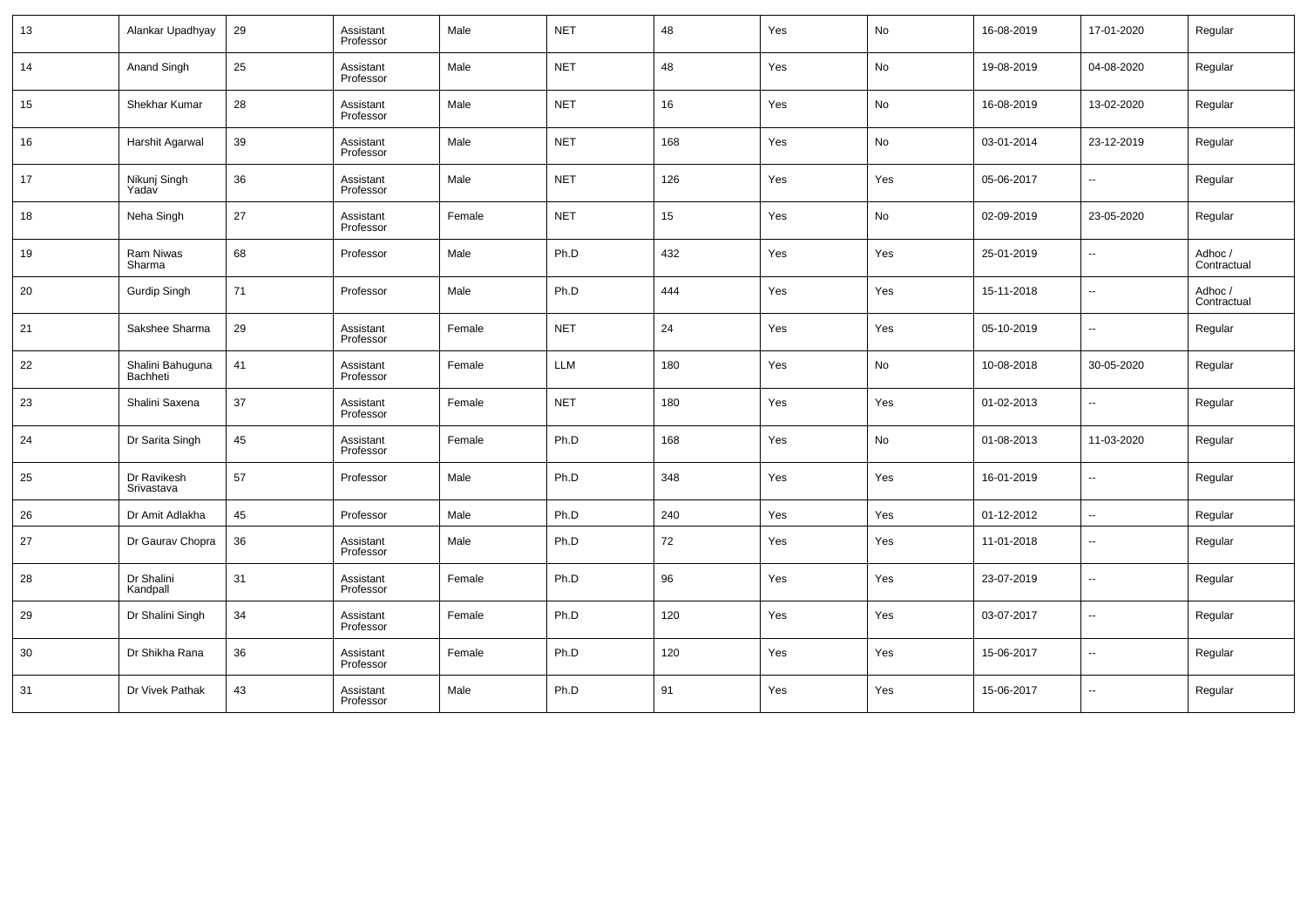| | | | | | | | | | | | |
|---|---|---|---|---|---|---|---|---|---|---|---|
| 13 | Alankar Upadhyay | 29 | Assistant Professor | Male | NET | 48 | Yes | No | 16-08-2019 | 17-01-2020 | Regular |
| 14 | Anand Singh | 25 | Assistant Professor | Male | NET | 48 | Yes | No | 19-08-2019 | 04-08-2020 | Regular |
| 15 | Shekhar Kumar | 28 | Assistant Professor | Male | NET | 16 | Yes | No | 16-08-2019 | 13-02-2020 | Regular |
| 16 | Harshit Agarwal | 39 | Assistant Professor | Male | NET | 168 | Yes | No | 03-01-2014 | 23-12-2019 | Regular |
| 17 | Nikunj Singh Yadav | 36 | Assistant Professor | Male | NET | 126 | Yes | Yes | 05-06-2017 | -- | Regular |
| 18 | Neha Singh | 27 | Assistant Professor | Female | NET | 15 | Yes | No | 02-09-2019 | 23-05-2020 | Regular |
| 19 | Ram Niwas Sharma | 68 | Professor | Male | Ph.D | 432 | Yes | Yes | 25-01-2019 | -- | Adhoc / Contractual |
| 20 | Gurdip Singh | 71 | Professor | Male | Ph.D | 444 | Yes | Yes | 15-11-2018 | -- | Adhoc / Contractual |
| 21 | Sakshee Sharma | 29 | Assistant Professor | Female | NET | 24 | Yes | Yes | 05-10-2019 | -- | Regular |
| 22 | Shalini Bahuguna Bachheti | 41 | Assistant Professor | Female | LLM | 180 | Yes | No | 10-08-2018 | 30-05-2020 | Regular |
| 23 | Shalini Saxena | 37 | Assistant Professor | Female | NET | 180 | Yes | Yes | 01-02-2013 | -- | Regular |
| 24 | Dr Sarita Singh | 45 | Assistant Professor | Female | Ph.D | 168 | Yes | No | 01-08-2013 | 11-03-2020 | Regular |
| 25 | Dr Ravikesh Srivastava | 57 | Professor | Male | Ph.D | 348 | Yes | Yes | 16-01-2019 | -- | Regular |
| 26 | Dr Amit Adlakha | 45 | Professor | Male | Ph.D | 240 | Yes | Yes | 01-12-2012 | -- | Regular |
| 27 | Dr Gaurav Chopra | 36 | Assistant Professor | Male | Ph.D | 72 | Yes | Yes | 11-01-2018 | -- | Regular |
| 28 | Dr Shalini Kandpall | 31 | Assistant Professor | Female | Ph.D | 96 | Yes | Yes | 23-07-2019 | -- | Regular |
| 29 | Dr Shalini Singh | 34 | Assistant Professor | Female | Ph.D | 120 | Yes | Yes | 03-07-2017 | -- | Regular |
| 30 | Dr Shikha Rana | 36 | Assistant Professor | Female | Ph.D | 120 | Yes | Yes | 15-06-2017 | -- | Regular |
| 31 | Dr Vivek Pathak | 43 | Assistant Professor | Male | Ph.D | 91 | Yes | Yes | 15-06-2017 | -- | Regular |